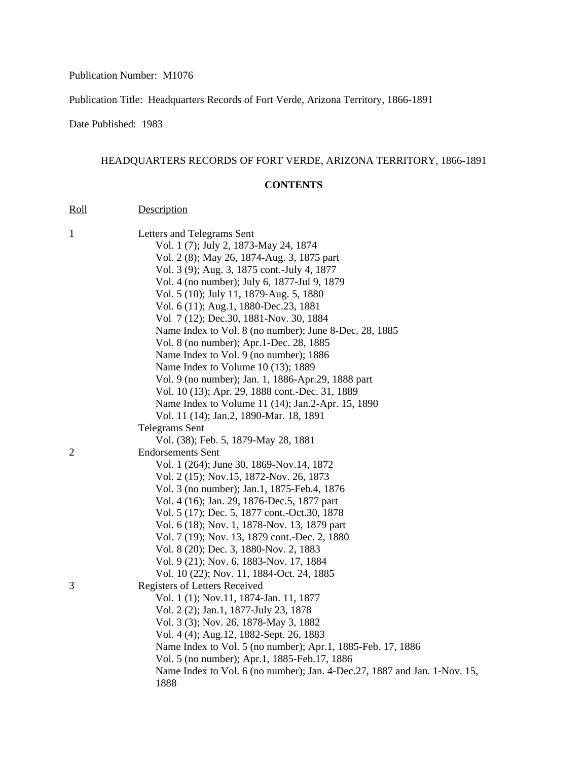Publication Number: M1076

Publication Title: Headquarters Records of Fort Verde, Arizona Territory, 1866-1891

Date Published: 1983

## HEADQUARTERS RECORDS OF FORT VERDE, ARIZONA TERRITORY, 1866-1891

### CONTENTS

| Roll | Description |
|---|---|
| 1 | Letters and Telegrams Sent |
| | Vol. 1 (7); July 2, 1873-May 24, 1874 |
| | Vol. 2 (8); May 26, 1874-Aug. 3, 1875 part |
| | Vol. 3 (9); Aug. 3, 1875 cont.-July 4, 1877 |
| | Vol. 4 (no number); July 6, 1877-Jul 9, 1879 |
| | Vol. 5 (10); July 11, 1879-Aug. 5, 1880 |
| | Vol. 6 (11); Aug.1, 1880-Dec.23, 1881 |
| | Vol 7 (12); Dec.30, 1881-Nov. 30, 1884 |
| | Name Index to Vol. 8 (no number); June 8-Dec. 28, 1885 |
| | Vol. 8 (no number); Apr.1-Dec. 28, 1885 |
| | Name Index to Vol. 9 (no number); 1886 |
| | Name Index to Volume 10 (13); 1889 |
| | Vol. 9 (no number); Jan. 1, 1886-Apr.29, 1888 part |
| | Vol. 10 (13); Apr. 29, 1888 cont.-Dec. 31, 1889 |
| | Name Index to Volume 11 (14); Jan.2-Apr. 15, 1890 |
| | Vol. 11 (14); Jan.2, 1890-Mar. 18, 1891 |
| | Telegrams Sent |
| | Vol. (38); Feb. 5, 1879-May 28, 1881 |
| 2 | Endorsements Sent |
| | Vol. 1 (264); June 30, 1869-Nov.14, 1872 |
| | Vol. 2 (15); Nov.15, 1872-Nov. 26, 1873 |
| | Vol. 3 (no number); Jan.1, 1875-Feb.4, 1876 |
| | Vol. 4 (16); Jan. 29, 1876-Dec.5, 1877 part |
| | Vol. 5 (17); Dec. 5, 1877 cont.-Oct.30, 1878 |
| | Vol. 6 (18); Nov. 1, 1878-Nov. 13, 1879 part |
| | Vol. 7 (19); Nov. 13, 1879 cont.-Dec. 2, 1880 |
| | Vol. 8 (20); Dec. 3, 1880-Nov. 2, 1883 |
| | Vol. 9 (21); Nov. 6, 1883-Nov. 17, 1884 |
| | Vol. 10 (22); Nov. 11, 1884-Oct. 24, 1885 |
| 3 | Registers of Letters Received |
| | Vol. 1 (1); Nov.11, 1874-Jan. 11, 1877 |
| | Vol. 2 (2); Jan.1, 1877-July 23, 1878 |
| | Vol. 3 (3); Nov. 26, 1878-May 3, 1882 |
| | Vol. 4 (4); Aug.12, 1882-Sept. 26, 1883 |
| | Name Index to Vol. 5 (no number); Apr.1, 1885-Feb. 17, 1886 |
| | Vol. 5 (no number); Apr.1, 1885-Feb.17, 1886 |
| | Name Index to Vol. 6 (no number); Jan. 4-Dec.27, 1887 and Jan. 1-Nov. 15, 1888 |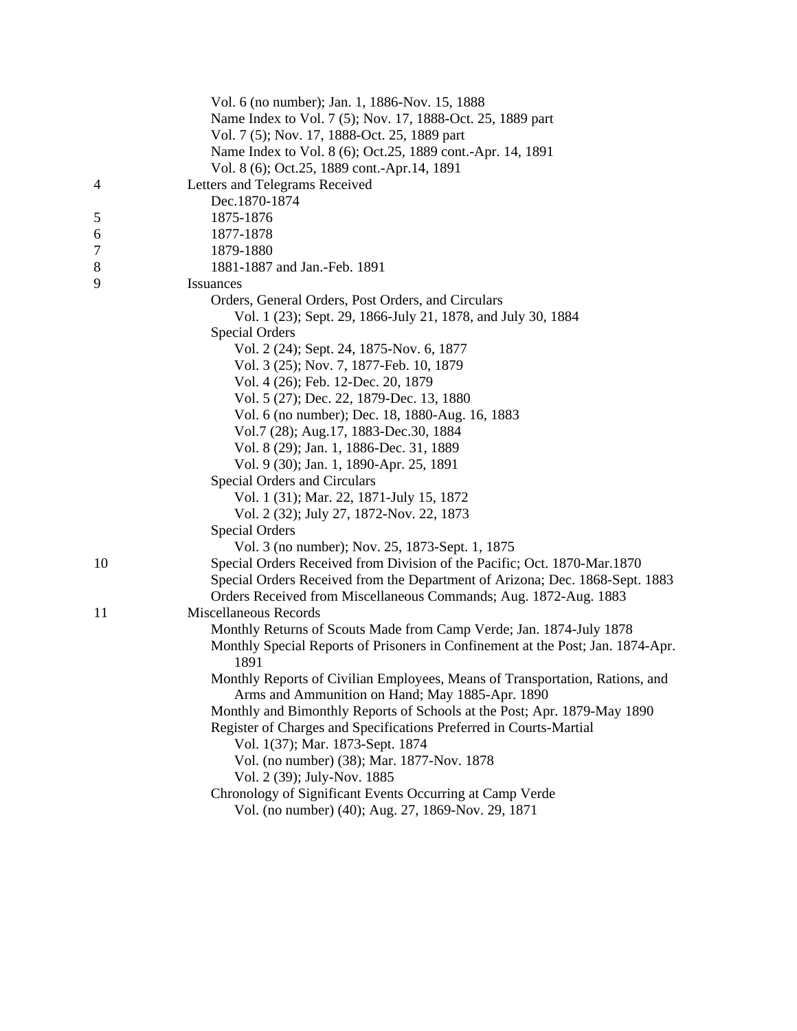| | |
|---|---|
| | Vol. 6 (no number); Jan. 1, 1886-Nov. 15, 1888 |
| | Name Index to Vol. 7 (5); Nov. 17, 1888-Oct. 25, 1889 part |
| | Vol. 7 (5); Nov. 17, 1888-Oct. 25, 1889 part |
| | Name Index to Vol. 8 (6); Oct.25, 1889 cont.-Apr. 14, 1891 |
| | Vol. 8 (6); Oct.25, 1889 cont.-Apr.14, 1891 |
| 4 | Letters and Telegrams Received |
| | Dec.1870-1874 |
| 5 | 1875-1876 |
| 6 | 1877-1878 |
| 7 | 1879-1880 |
| 8 | 1881-1887 and Jan.-Feb. 1891 |
| 9 | Issuances |
| | Orders, General Orders, Post Orders, and Circulars |
| | Vol. 1 (23); Sept. 29, 1866-July 21, 1878, and July 30, 1884 |
| | Special Orders |
| | Vol. 2 (24); Sept. 24, 1875-Nov. 6, 1877 |
| | Vol. 3 (25); Nov. 7, 1877-Feb. 10, 1879 |
| | Vol. 4 (26); Feb. 12-Dec. 20, 1879 |
| | Vol. 5 (27); Dec. 22, 1879-Dec. 13, 1880 |
| | Vol. 6 (no number); Dec. 18, 1880-Aug. 16, 1883 |
| | Vol.7 (28); Aug.17, 1883-Dec.30, 1884 |
| | Vol. 8 (29); Jan. 1, 1886-Dec. 31, 1889 |
| | Vol. 9 (30); Jan. 1, 1890-Apr. 25, 1891 |
| | Special Orders and Circulars |
| | Vol. 1 (31); Mar. 22, 1871-July 15, 1872 |
| | Vol. 2 (32); July 27, 1872-Nov. 22, 1873 |
| | Special Orders |
| | Vol. 3 (no number); Nov. 25, 1873-Sept. 1, 1875 |
| 10 | Special Orders Received from Division of the Pacific; Oct. 1870-Mar.1870 |
| | Special Orders Received from the Department of Arizona; Dec. 1868-Sept. 1883 |
| | Orders Received from Miscellaneous Commands; Aug. 1872-Aug. 1883 |
| 11 | Miscellaneous Records |
| | Monthly Returns of Scouts Made from Camp Verde; Jan. 1874-July 1878 |
| | Monthly Special Reports of Prisoners in Confinement at the Post; Jan. 1874-Apr. 1891 |
| | Monthly Reports of Civilian Employees, Means of Transportation, Rations, and Arms and Ammunition on Hand; May 1885-Apr. 1890 |
| | Monthly and Bimonthly Reports of Schools at the Post; Apr. 1879-May 1890 |
| | Register of Charges and Specifications Preferred in Courts-Martial |
| | Vol. 1(37); Mar. 1873-Sept. 1874 |
| | Vol. (no number) (38); Mar. 1877-Nov. 1878 |
| | Vol. 2 (39); July-Nov. 1885 |
| | Chronology of Significant Events Occurring at Camp Verde |
| | Vol. (no number) (40); Aug. 27, 1869-Nov. 29, 1871 |